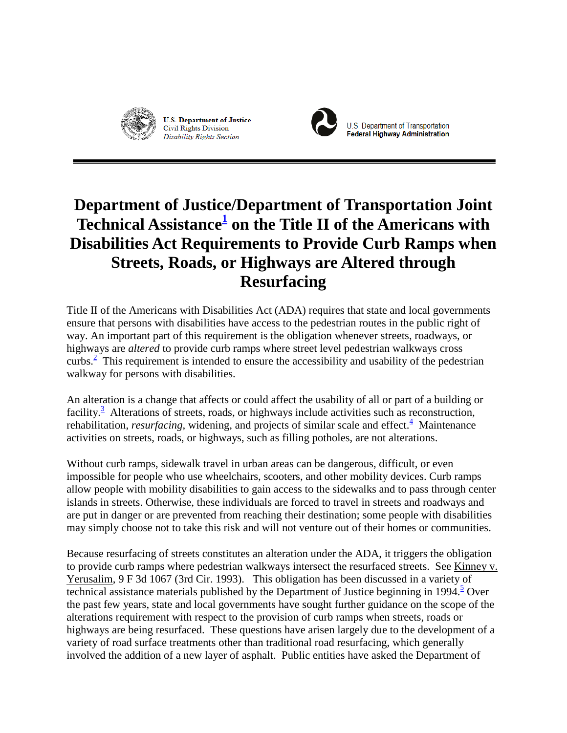U.S. Department of Justice
Civil Rights Division
*Disability Rights Section*

U.S. Department of Transportation
**Federal Highway Administration**

# Department of Justice/Department of Transportation Joint Technical Assistance[1] on the Title II of the Americans with Disabilities Act Requirements to Provide Curb Ramps when Streets, Roads, or Highways are Altered through Resurfacing

Title II of the Americans with Disabilities Act (ADA) requires that state and local governments ensure that persons with disabilities have access to the pedestrian routes in the public right of way. An important part of this requirement is the obligation whenever streets, roadways, or highways are *altered* to provide curb ramps where street level pedestrian walkways cross curbs.[2] This requirement is intended to ensure the accessibility and usability of the pedestrian walkway for persons with disabilities.

An alteration is a change that affects or could affect the usability of all or part of a building or facility.[3] Alterations of streets, roads, or highways include activities such as reconstruction, rehabilitation, *resurfacing*, widening, and projects of similar scale and effect.[4] Maintenance activities on streets, roads, or highways, such as filling potholes, are not alterations.

Without curb ramps, sidewalk travel in urban areas can be dangerous, difficult, or even impossible for people who use wheelchairs, scooters, and other mobility devices. Curb ramps allow people with mobility disabilities to gain access to the sidewalks and to pass through center islands in streets. Otherwise, these individuals are forced to travel in streets and roadways and are put in danger or are prevented from reaching their destination; some people with disabilities may simply choose not to take this risk and will not venture out of their homes or communities.

Because resurfacing of streets constitutes an alteration under the ADA, it triggers the obligation to provide curb ramps where pedestrian walkways intersect the resurfaced streets. See Kinney v. Yerusalim, 9 F 3d 1067 (3rd Cir. 1993). This obligation has been discussed in a variety of technical assistance materials published by the Department of Justice beginning in 1994.[5] Over the past few years, state and local governments have sought further guidance on the scope of the alterations requirement with respect to the provision of curb ramps when streets, roads or highways are being resurfaced. These questions have arisen largely due to the development of a variety of road surface treatments other than traditional road resurfacing, which generally involved the addition of a new layer of asphalt. Public entities have asked the Department of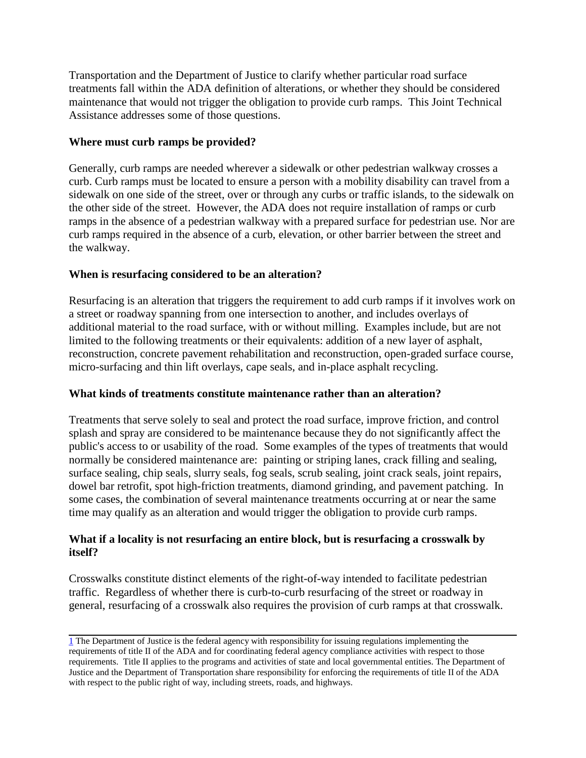Transportation and the Department of Justice to clarify whether particular road surface treatments fall within the ADA definition of alterations, or whether they should be considered maintenance that would not trigger the obligation to provide curb ramps. This Joint Technical Assistance addresses some of those questions.

**Where must curb ramps be provided?**

Generally, curb ramps are needed wherever a sidewalk or other pedestrian walkway crosses a curb. Curb ramps must be located to ensure a person with a mobility disability can travel from a sidewalk on one side of the street, over or through any curbs or traffic islands, to the sidewalk on the other side of the street. However, the ADA does not require installation of ramps or curb ramps in the absence of a pedestrian walkway with a prepared surface for pedestrian use. Nor are curb ramps required in the absence of a curb, elevation, or other barrier between the street and the walkway.

**When is resurfacing considered to be an alteration?**

Resurfacing is an alteration that triggers the requirement to add curb ramps if it involves work on a street or roadway spanning from one intersection to another, and includes overlays of additional material to the road surface, with or without milling. Examples include, but are not limited to the following treatments or their equivalents: addition of a new layer of asphalt, reconstruction, concrete pavement rehabilitation and reconstruction, open-graded surface course, micro-surfacing and thin lift overlays, cape seals, and in-place asphalt recycling.

**What kinds of treatments constitute maintenance rather than an alteration?**

Treatments that serve solely to seal and protect the road surface, improve friction, and control splash and spray are considered to be maintenance because they do not significantly affect the public's access to or usability of the road. Some examples of the types of treatments that would normally be considered maintenance are: painting or striping lanes, crack filling and sealing, surface sealing, chip seals, slurry seals, fog seals, scrub sealing, joint crack seals, joint repairs, dowel bar retrofit, spot high-friction treatments, diamond grinding, and pavement patching. In some cases, the combination of several maintenance treatments occurring at or near the same time may qualify as an alteration and would trigger the obligation to provide curb ramps.

**What if a locality is not resurfacing an entire block, but is resurfacing a crosswalk by itself?**

Crosswalks constitute distinct elements of the right-of-way intended to facilitate pedestrian traffic. Regardless of whether there is curb-to-curb resurfacing of the street or roadway in general, resurfacing of a crosswalk also requires the provision of curb ramps at that crosswalk.

---

[1] The Department of Justice is the federal agency with responsibility for issuing regulations implementing the requirements of title II of the ADA and for coordinating federal agency compliance activities with respect to those requirements. Title II applies to the programs and activities of state and local governmental entities. The Department of Justice and the Department of Transportation share responsibility for enforcing the requirements of title II of the ADA with respect to the public right of way, including streets, roads, and highways.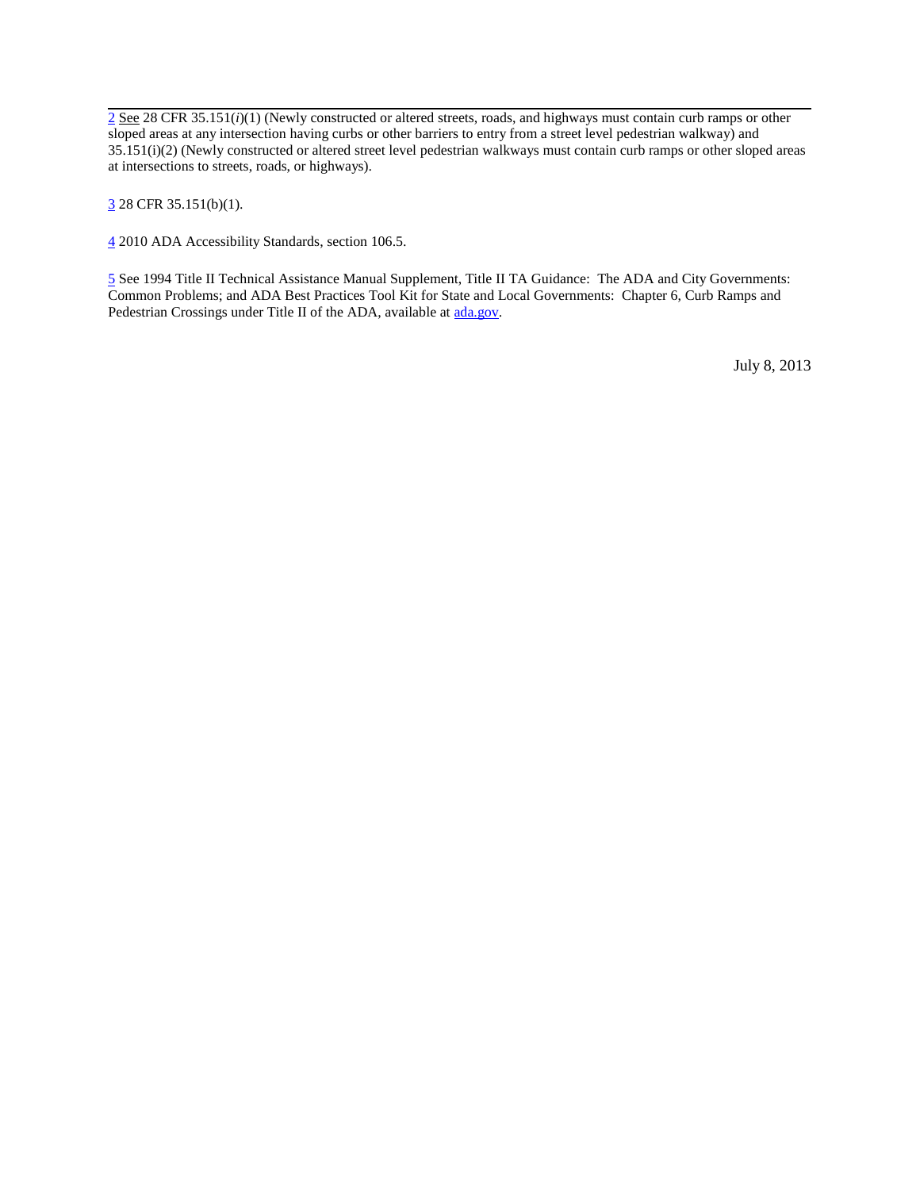---

[2] See 28 CFR 35.151(*i*)(1) (Newly constructed or altered streets, roads, and highways must contain curb ramps or other sloped areas at any intersection having curbs or other barriers to entry from a street level pedestrian walkway) and 35.151(i)(2) (Newly constructed or altered street level pedestrian walkways must contain curb ramps or other sloped areas at intersections to streets, roads, or highways).

[3] 28 CFR 35.151(b)(1).

[4] 2010 ADA Accessibility Standards, section 106.5.

[5] See 1994 Title II Technical Assistance Manual Supplement, Title II TA Guidance: The ADA and City Governments: Common Problems; and ADA Best Practices Tool Kit for State and Local Governments: Chapter 6, Curb Ramps and Pedestrian Crossings under Title II of the ADA, available at ada.gov.

July 8, 2013